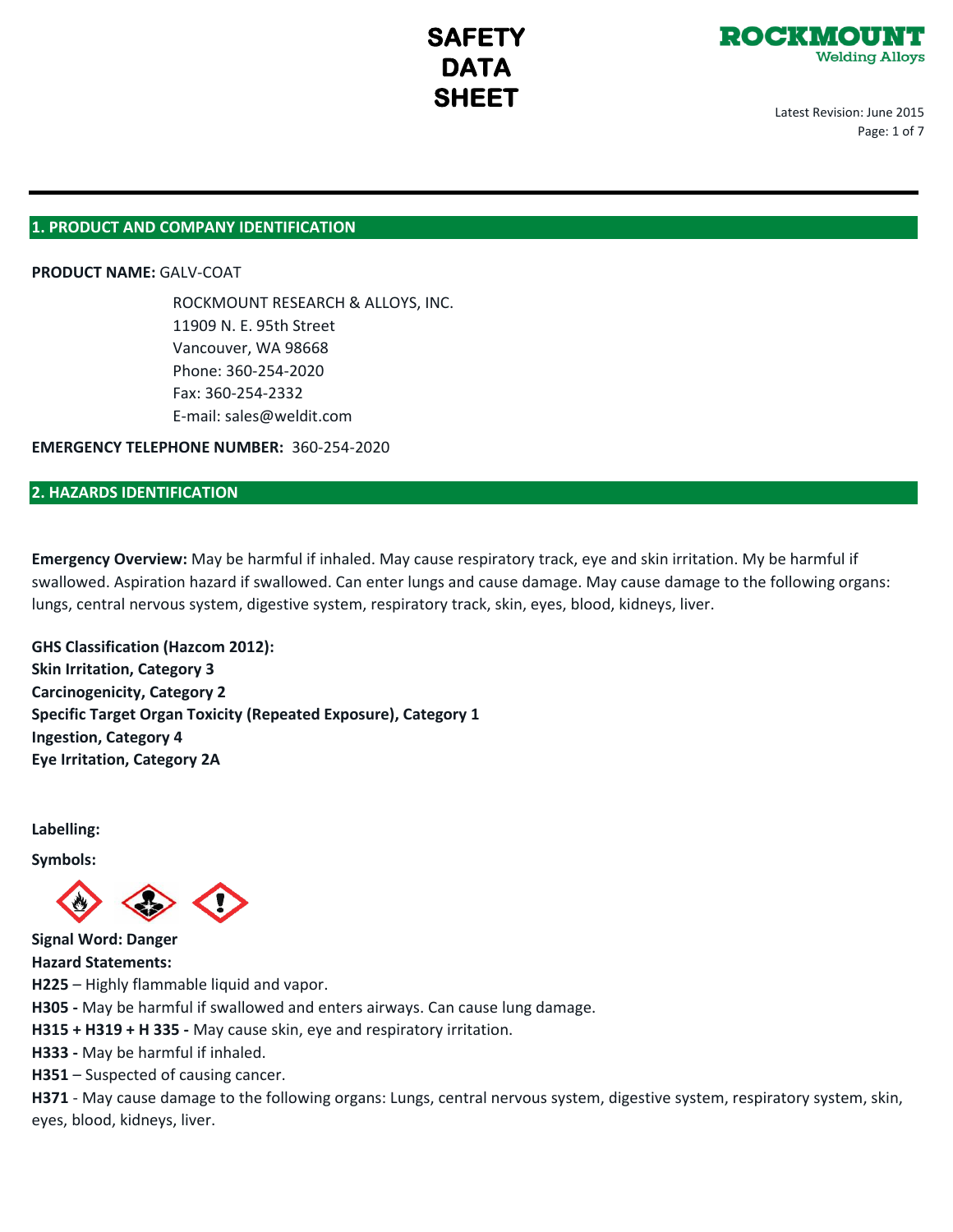# SAFETY DATA SHEET

ROCKMOUNT
Welding Alloys

Latest Revision: June 2015

## 1. PRODUCT AND COMPANY IDENTIFICATION

**PRODUCT NAME:** GALV-COAT

ROCKMOUNT RESEARCH & ALLOYS, INC.
11909 N. E. 95th Street
Vancouver, WA 98668
Phone: 360-254-2020
Fax: 360-254-2332
E-mail: sales@weldit.com

**EMERGENCY TELEPHONE NUMBER:** 360-254-2020

## 2. HAZARDS IDENTIFICATION

**Emergency Overview:** May be harmful if inhaled. May cause respiratory track, eye and skin irritation. My be harmful if swallowed. Aspiration hazard if swallowed. Can enter lungs and cause damage. May cause damage to the following organs: lungs, central nervous system, digestive system, respiratory track, skin, eyes, blood, kidneys, liver.

**GHS Classification (Hazcom 2012):**
**Skin Irritation, Category 3**
**Carcinogenicity, Category 2**
**Specific Target Organ Toxicity (Repeated Exposure), Category 1**
**Ingestion, Category 4**
**Eye Irritation, Category 2A**

**Labelling:**

**Symbols:**

**Signal Word: Danger**
**Hazard Statements:**
**H225** – Highly flammable liquid and vapor.
**H305 -** May be harmful if swallowed and enters airways. Can cause lung damage.
**H315 + H319 + H 335 -** May cause skin, eye and respiratory irritation.
**H333 -** May be harmful if inhaled.
**H351** – Suspected of causing cancer.
**H371** - May cause damage to the following organs: Lungs, central nervous system, digestive system, respiratory system, skin, eyes, blood, kidneys, liver.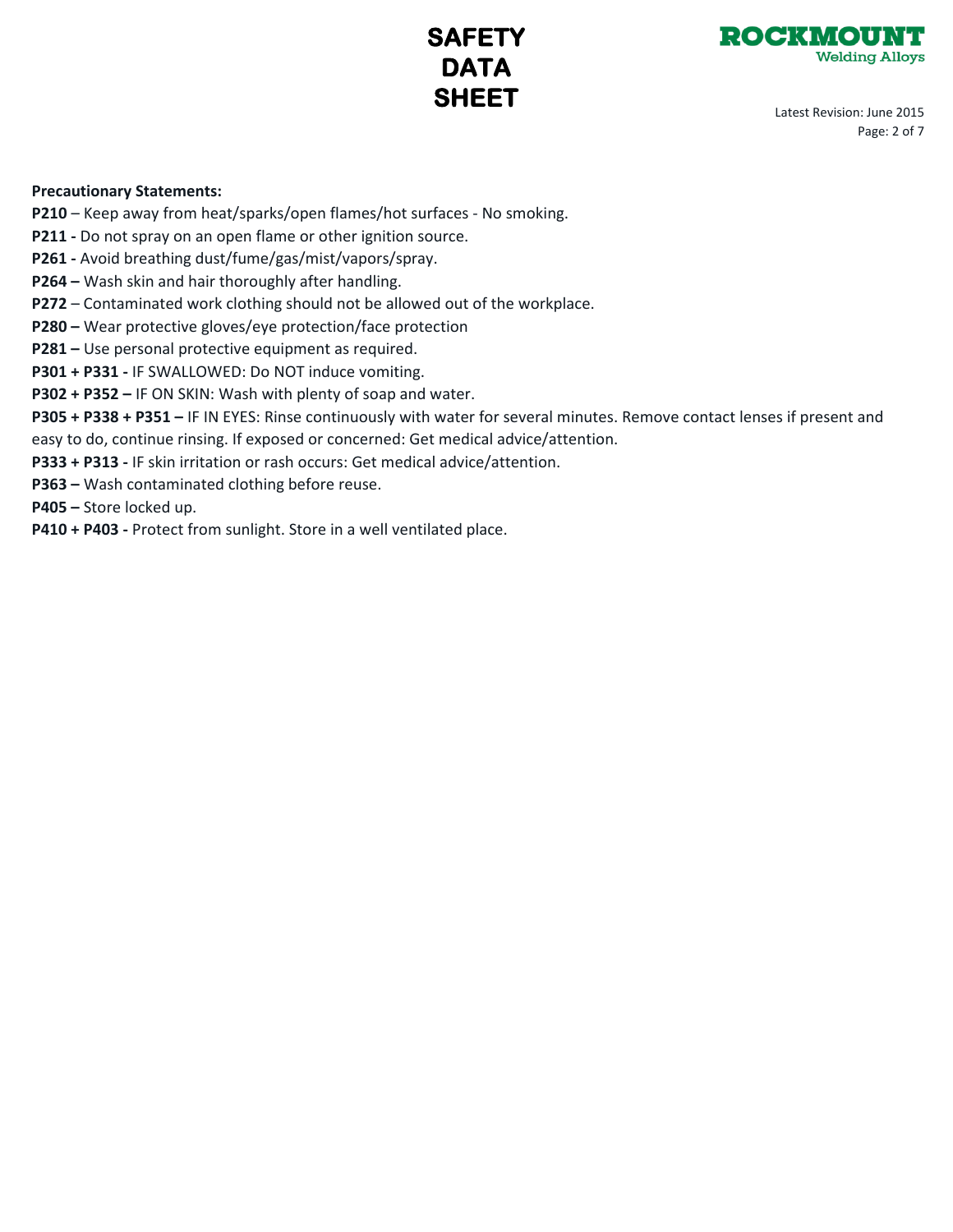**Precautionary Statements:**

**P210** – Keep away from heat/sparks/open flames/hot surfaces - No smoking.

**P211 -** Do not spray on an open flame or other ignition source.

**P261 -** Avoid breathing dust/fume/gas/mist/vapors/spray.

**P264 –** Wash skin and hair thoroughly after handling.

**P272** – Contaminated work clothing should not be allowed out of the workplace.

**P280 –** Wear protective gloves/eye protection/face protection

**P281 –** Use personal protective equipment as required.

**P301 + P331 -** IF SWALLOWED: Do NOT induce vomiting.

**P302 + P352 –** IF ON SKIN: Wash with plenty of soap and water.

**P305 + P338 + P351 –** IF IN EYES: Rinse continuously with water for several minutes. Remove contact lenses if present and easy to do, continue rinsing. If exposed or concerned: Get medical advice/attention.

**P333 + P313 -** IF skin irritation or rash occurs: Get medical advice/attention.

**P363 –** Wash contaminated clothing before reuse.

**P405 –** Store locked up.

**P410 + P403 -** Protect from sunlight. Store in a well ventilated place.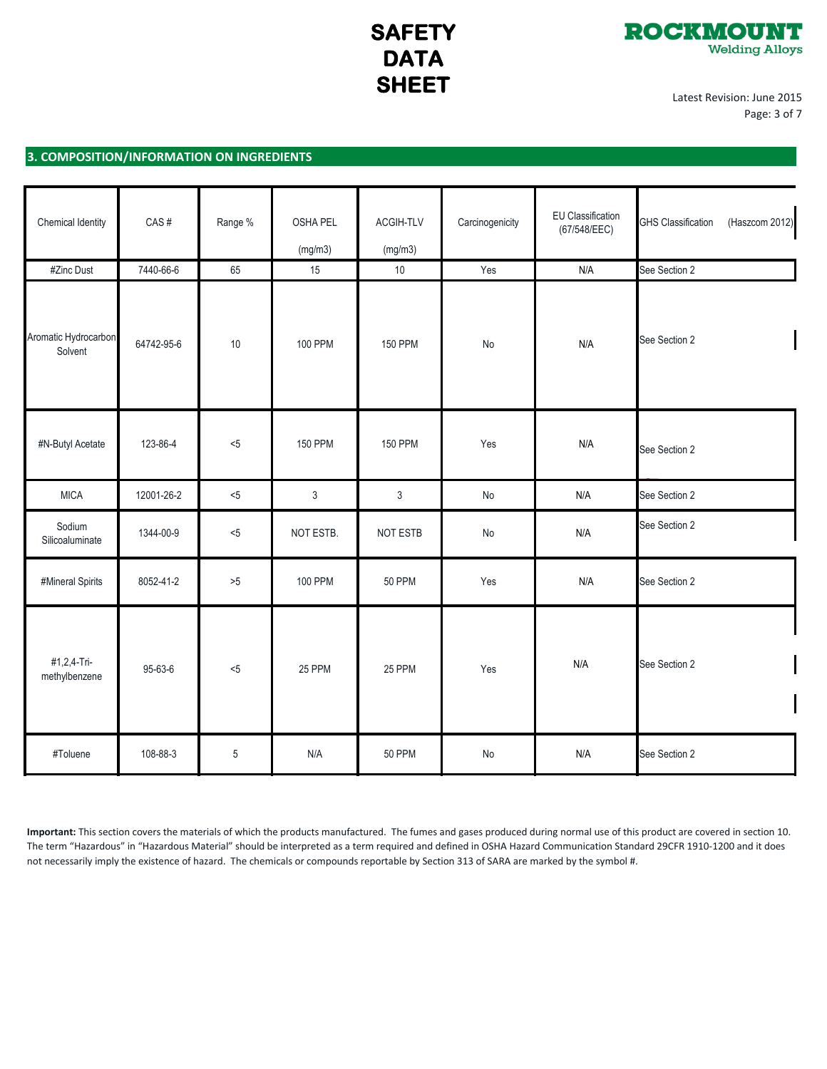## 3. COMPOSITION/INFORMATION ON INGREDIENTS

| Chemical Identity | CAS # | Range % | OSHA PEL (mg/m3) | ACGIH-TLV (mg/m3) | Carcinogenicity | EU Classification (67/548/EEC) | GHS Classification (Haszcom 2012) |
|---|---|---|---|---|---|---|---|
| #Zinc Dust | 7440-66-6 | 65 | 15 | 10 | Yes | N/A | See Section 2 |
| Aromatic Hydrocarbon Solvent | 64742-95-6 | 10 | 100 PPM | 150 PPM | No | N/A | See Section 2 |
| #N-Butyl Acetate | 123-86-4 | <5 | 150 PPM | 150 PPM | Yes | N/A | See Section 2 |
| MICA | 12001-26-2 | <5 | 3 | 3 | No | N/A | See Section 2 |
| Sodium Silicoaluminate | 1344-00-9 | <5 | NOT ESTB. | NOT ESTB | No | N/A | See Section 2 |
| #Mineral Spirits | 8052-41-2 | >5 | 100 PPM | 50 PPM | Yes | N/A | See Section 2 |
| #1,2,4-Tri-methylbenzene | 95-63-6 | <5 | 25 PPM | 25 PPM | Yes | N/A | See Section 2 |
| #Toluene | 108-88-3 | 5 | N/A | 50 PPM | No | N/A | See Section 2 |

**Important:** This section covers the materials of which the products manufactured. The fumes and gases produced during normal use of this product are covered in section 10. The term "Hazardous" in "Hazardous Material" should be interpreted as a term required and defined in OSHA Hazard Communication Standard 29CFR 1910-1200 and it does not necessarily imply the existence of hazard. The chemicals or compounds reportable by Section 313 of SARA are marked by the symbol #.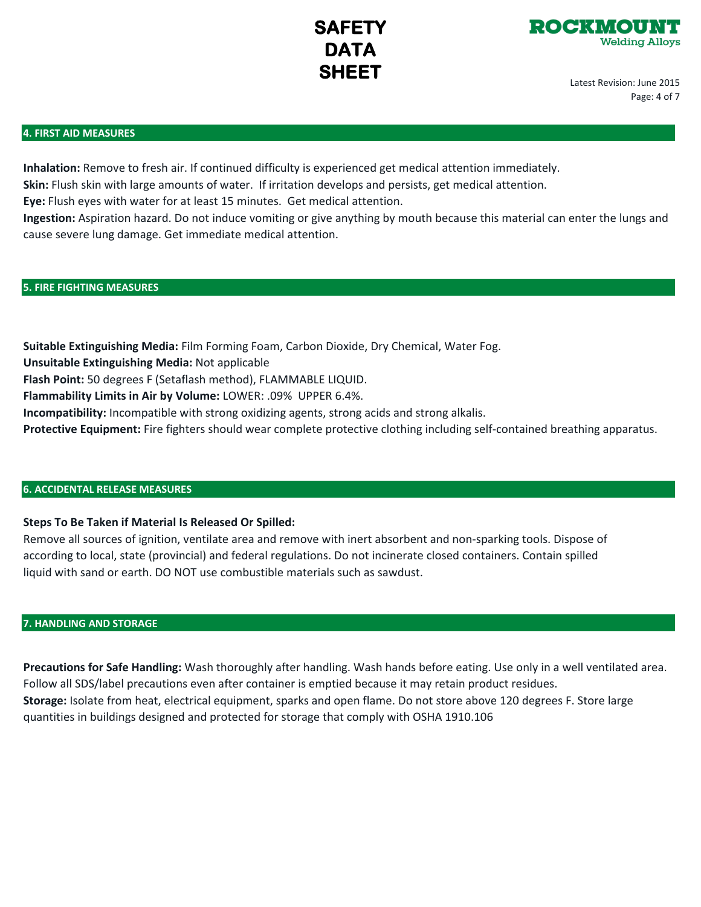## 4. FIRST AID MEASURES

**Inhalation:** Remove to fresh air. If continued difficulty is experienced get medical attention immediately.
**Skin:** Flush skin with large amounts of water. If irritation develops and persists, get medical attention.
**Eye:** Flush eyes with water for at least 15 minutes. Get medical attention.
**Ingestion:** Aspiration hazard. Do not induce vomiting or give anything by mouth because this material can enter the lungs and cause severe lung damage. Get immediate medical attention.

## 5. FIRE FIGHTING MEASURES

**Suitable Extinguishing Media:** Film Forming Foam, Carbon Dioxide, Dry Chemical, Water Fog.
**Unsuitable Extinguishing Media:** Not applicable
**Flash Point:** 50 degrees F (Setaflash method), FLAMMABLE LIQUID.
**Flammability Limits in Air by Volume:** LOWER: .09% UPPER 6.4%.
**Incompatibility:** Incompatible with strong oxidizing agents, strong acids and strong alkalis.
**Protective Equipment:** Fire fighters should wear complete protective clothing including self-contained breathing apparatus.

## 6. ACCIDENTAL RELEASE MEASURES

**Steps To Be Taken if Material Is Released Or Spilled:**
Remove all sources of ignition, ventilate area and remove with inert absorbent and non-sparking tools. Dispose of according to local, state (provincial) and federal regulations. Do not incinerate closed containers. Contain spilled liquid with sand or earth. DO NOT use combustible materials such as sawdust.

## 7. HANDLING AND STORAGE

**Precautions for Safe Handling:** Wash thoroughly after handling. Wash hands before eating. Use only in a well ventilated area. Follow all SDS/label precautions even after container is emptied because it may retain product residues.
**Storage:** Isolate from heat, electrical equipment, sparks and open flame. Do not store above 120 degrees F. Store large quantities in buildings designed and protected for storage that comply with OSHA 1910.106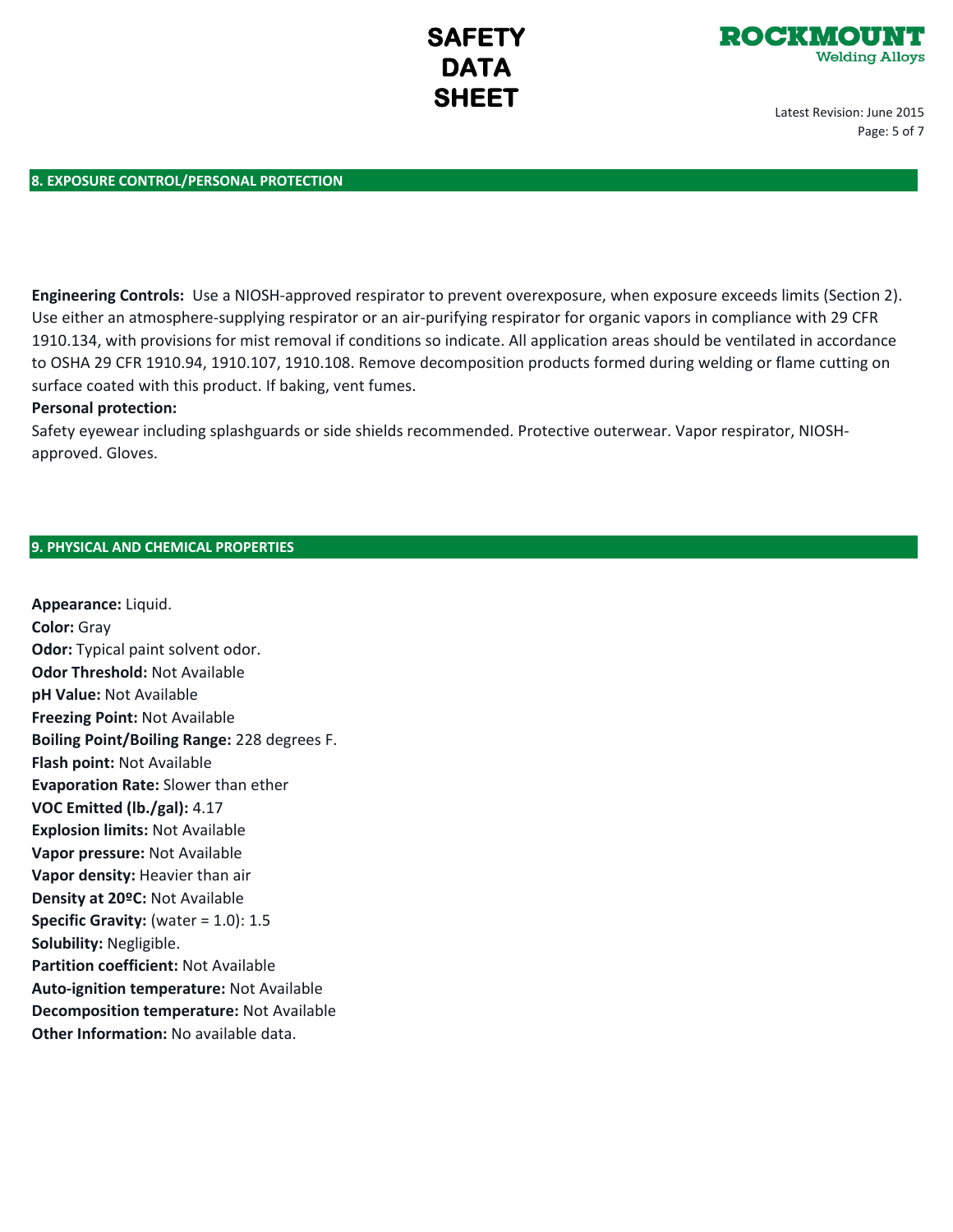## 8. EXPOSURE CONTROL/PERSONAL PROTECTION

**Engineering Controls:** Use a NIOSH-approved respirator to prevent overexposure, when exposure exceeds limits (Section 2). Use either an atmosphere-supplying respirator or an air-purifying respirator for organic vapors in compliance with 29 CFR 1910.134, with provisions for mist removal if conditions so indicate. All application areas should be ventilated in accordance to OSHA 29 CFR 1910.94, 1910.107, 1910.108. Remove decomposition products formed during welding or flame cutting on surface coated with this product. If baking, vent fumes.

**Personal protection:**

Safety eyewear including splashguards or side shields recommended. Protective outerwear. Vapor respirator, NIOSH-approved. Gloves.

## 9. PHYSICAL AND CHEMICAL PROPERTIES

**Appearance:** Liquid.
**Color:** Gray
**Odor:** Typical paint solvent odor.
**Odor Threshold:** Not Available
**pH Value:** Not Available
**Freezing Point:** Not Available
**Boiling Point/Boiling Range:** 228 degrees F.
**Flash point:** Not Available
**Evaporation Rate:** Slower than ether
**VOC Emitted (lb./gal):** 4.17
**Explosion limits:** Not Available
**Vapor pressure:** Not Available
**Vapor density:** Heavier than air
**Density at 20ºC:** Not Available
**Specific Gravity:** (water = 1.0): 1.5
**Solubility:** Negligible.
**Partition coefficient:** Not Available
**Auto-ignition temperature:** Not Available
**Decomposition temperature:** Not Available
**Other Information:** No available data.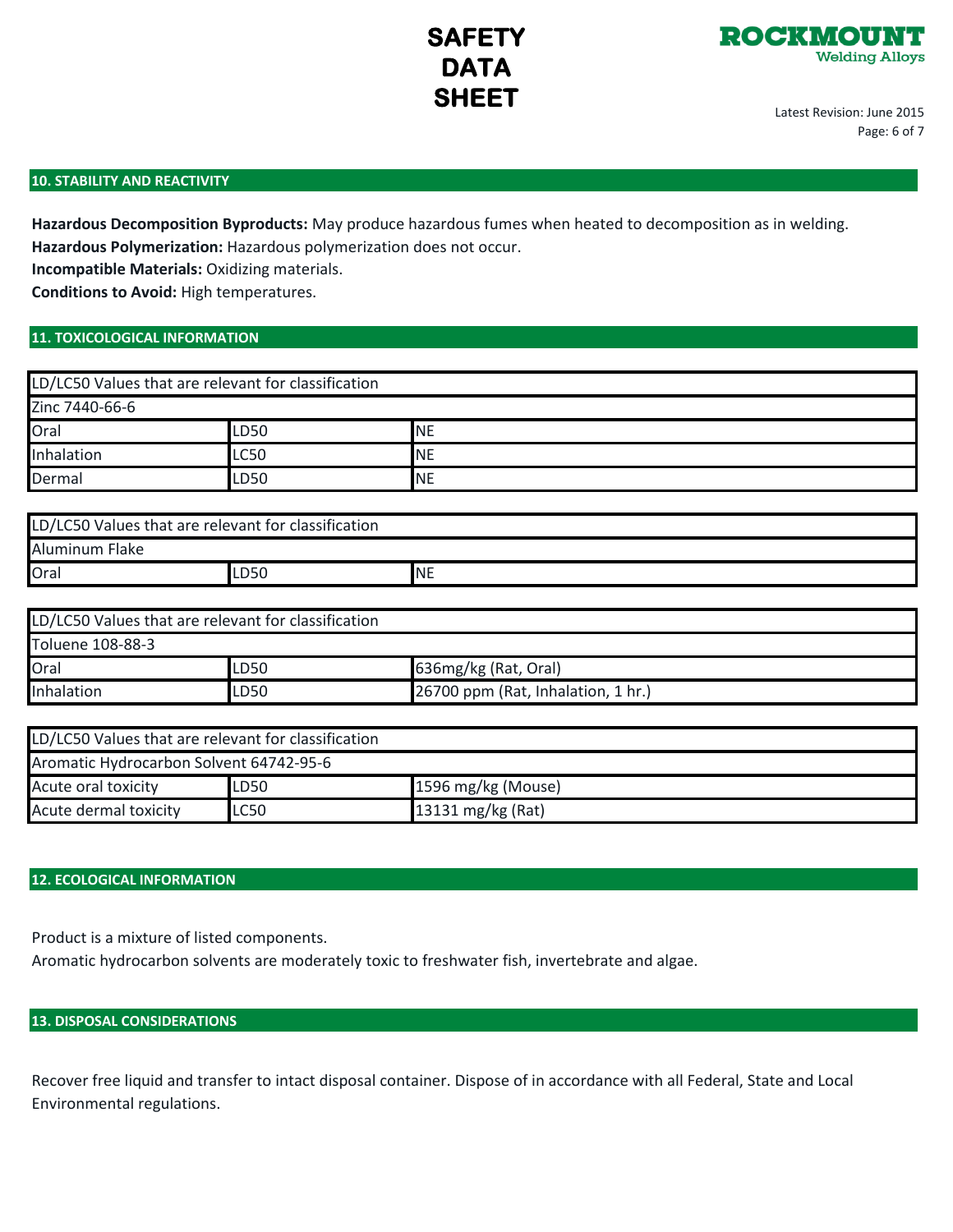## 10. STABILITY AND REACTIVITY

**Hazardous Decomposition Byproducts:** May produce hazardous fumes when heated to decomposition as in welding.
**Hazardous Polymerization:** Hazardous polymerization does not occur.
**Incompatible Materials:** Oxidizing materials.
**Conditions to Avoid:** High temperatures.

## 11. TOXICOLOGICAL INFORMATION

| LD/LC50 Values that are relevant for classification | | |
|---|---|---|
| Zinc 7440-66-6 | | |
| Oral | LD50 | NE |
| Inhalation | LC50 | NE |
| Dermal | LD50 | NE |

| LD/LC50 Values that are relevant for classification | | |
|---|---|---|
| Aluminum Flake | | |
| Oral | LD50 | NE |

| LD/LC50 Values that are relevant for classification | | |
|---|---|---|
| Toluene 108-88-3 | | |
| Oral | LD50 | 636mg/kg (Rat, Oral) |
| Inhalation | LD50 | 26700 ppm (Rat, Inhalation, 1 hr.) |

| LD/LC50 Values that are relevant for classification | | |
|---|---|---|
| Aromatic Hydrocarbon Solvent 64742-95-6 | | |
| Acute oral toxicity | LD50 | 1596 mg/kg (Mouse) |
| Acute dermal toxicity | LC50 | 13131 mg/kg (Rat) |

## 12. ECOLOGICAL INFORMATION

Product is a mixture of listed components.
Aromatic hydrocarbon solvents are moderately toxic to freshwater fish, invertebrate and algae.

## 13. DISPOSAL CONSIDERATIONS

Recover free liquid and transfer to intact disposal container. Dispose of in accordance with all Federal, State and Local Environmental regulations.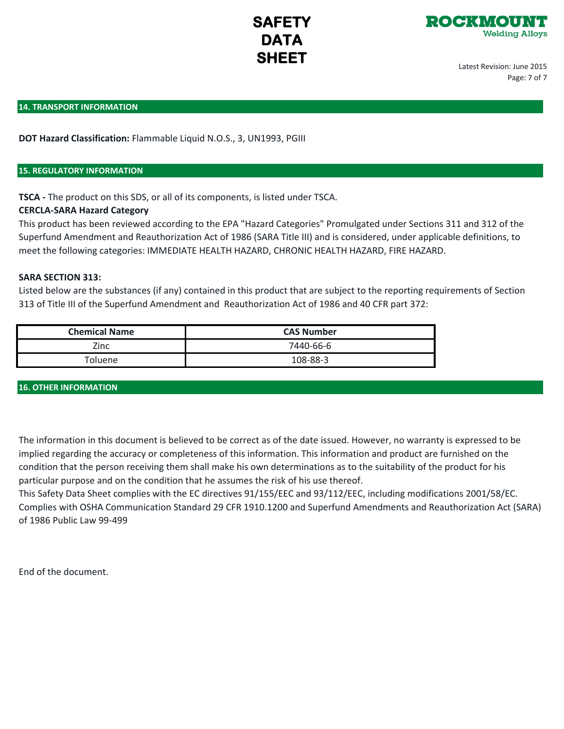## 14. TRANSPORT INFORMATION

**DOT Hazard Classification:** Flammable Liquid N.O.S., 3, UN1993, PGIII

## 15. REGULATORY INFORMATION

**TSCA -** The product on this SDS, or all of its components, is listed under TSCA.

**CERCLA-SARA Hazard Category**

This product has been reviewed according to the EPA "Hazard Categories" Promulgated under Sections 311 and 312 of the Superfund Amendment and Reauthorization Act of 1986 (SARA Title III) and is considered, under applicable definitions, to meet the following categories: IMMEDIATE HEALTH HAZARD, CHRONIC HEALTH HAZARD, FIRE HAZARD.

**SARA SECTION 313:**

Listed below are the substances (if any) contained in this product that are subject to the reporting requirements of Section 313 of Title III of the Superfund Amendment and Reauthorization Act of 1986 and 40 CFR part 372:

| Chemical Name | CAS Number |
|---|---|
| Zinc | 7440-66-6 |
| Toluene | 108-88-3 |

## 16. OTHER INFORMATION

The information in this document is believed to be correct as of the date issued. However, no warranty is expressed to be implied regarding the accuracy or completeness of this information. This information and product are furnished on the condition that the person receiving them shall make his own determinations as to the suitability of the product for his particular purpose and on the condition that he assumes the risk of his use thereof.

This Safety Data Sheet complies with the EC directives 91/155/EEC and 93/112/EEC, including modifications 2001/58/EC. Complies with OSHA Communication Standard 29 CFR 1910.1200 and Superfund Amendments and Reauthorization Act (SARA) of 1986 Public Law 99-499

End of the document.